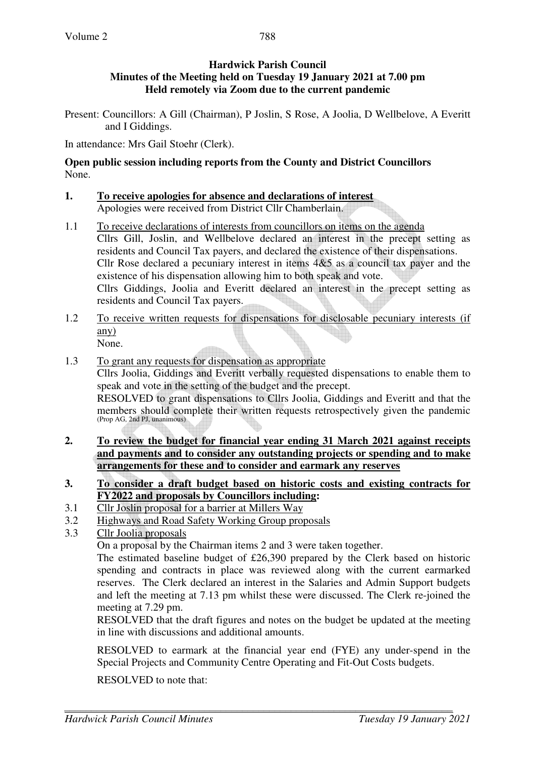**Hardwick Parish Council**
**Minutes of the Meeting held on Tuesday 19 January 2021 at 7.00 pm**
**Held remotely via Zoom due to the current pandemic**

Present: Councillors: A Gill (Chairman), P Joslin, S Rose, A Joolia, D Wellbelove, A Everitt and I Giddings.

In attendance: Mrs Gail Stoehr (Clerk).

**Open public session including reports from the County and District Councillors**
None.

**1. To receive apologies for absence and declarations of interest**
Apologies were received from District Cllr Chamberlain.

1.1 To receive declarations of interests from councillors on items on the agenda
Cllrs Gill, Joslin, and Wellbelove declared an interest in the precept setting as residents and Council Tax payers, and declared the existence of their dispensations.
Cllr Rose declared a pecuniary interest in items 4&5 as a council tax payer and the existence of his dispensation allowing him to both speak and vote.
Cllrs Giddings, Joolia and Everitt declared an interest in the precept setting as residents and Council Tax payers.

1.2 To receive written requests for dispensations for disclosable pecuniary interests (if any)
None.

1.3 To grant any requests for dispensation as appropriate
Cllrs Joolia, Giddings and Everitt verbally requested dispensations to enable them to speak and vote in the setting of the budget and the precept.
RESOLVED to grant dispensations to Cllrs Joolia, Giddings and Everitt and that the members should complete their written requests retrospectively given the pandemic (Prop AG, 2nd PJ, unanimous)

**2. To review the budget for financial year ending 31 March 2021 against receipts and payments and to consider any outstanding projects or spending and to make arrangements for these and to consider and earmark any reserves**

**3. To consider a draft budget based on historic costs and existing contracts for FY2022 and proposals by Councillors including:**

3.1 Cllr Joslin proposal for a barrier at Millers Way

3.2 Highways and Road Safety Working Group proposals

3.3 Cllr Joolia proposals

On a proposal by the Chairman items 2 and 3 were taken together.

The estimated baseline budget of £26,390 prepared by the Clerk based on historic spending and contracts in place was reviewed along with the current earmarked reserves. The Clerk declared an interest in the Salaries and Admin Support budgets and left the meeting at 7.13 pm whilst these were discussed. The Clerk re-joined the meeting at 7.29 pm.

RESOLVED that the draft figures and notes on the budget be updated at the meeting in line with discussions and additional amounts.

RESOLVED to earmark at the financial year end (FYE) any under-spend in the Special Projects and Community Centre Operating and Fit-Out Costs budgets.

RESOLVED to note that: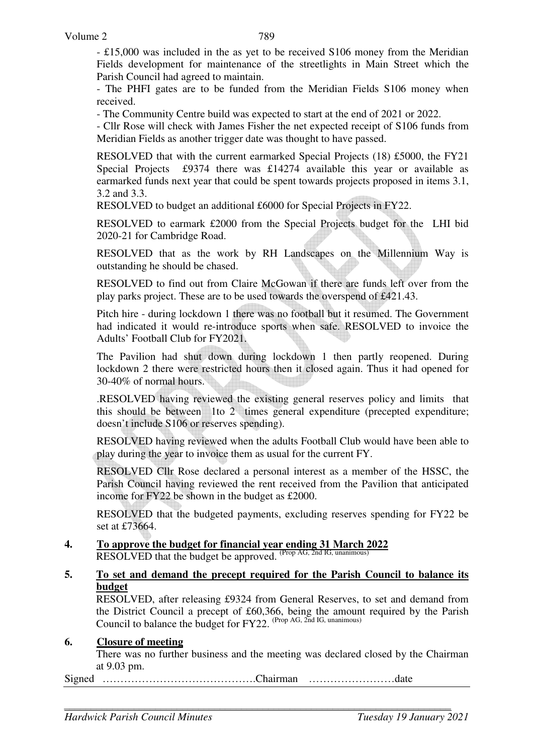- £15,000 was included in the as yet to be received S106 money from the Meridian Fields development for maintenance of the streetlights in Main Street which the Parish Council had agreed to maintain.

- The PHFI gates are to be funded from the Meridian Fields S106 money when received.

- The Community Centre build was expected to start at the end of 2021 or 2022.

- Cllr Rose will check with James Fisher the net expected receipt of S106 funds from Meridian Fields as another trigger date was thought to have passed.

RESOLVED that with the current earmarked Special Projects (18) £5000, the FY21 Special Projects £9374 there was £14274 available this year or available as earmarked funds next year that could be spent towards projects proposed in items 3.1, 3.2 and 3.3.

RESOLVED to budget an additional £6000 for Special Projects in FY22.

RESOLVED to earmark £2000 from the Special Projects budget for the LHI bid 2020-21 for Cambridge Road.

RESOLVED that as the work by RH Landscapes on the Millennium Way is outstanding he should be chased.

RESOLVED to find out from Claire McGowan if there are funds left over from the play parks project. These are to be used towards the overspend of £421.43.

Pitch hire - during lockdown 1 there was no football but it resumed. The Government had indicated it would re-introduce sports when safe. RESOLVED to invoice the Adults' Football Club for FY2021.

The Pavilion had shut down during lockdown 1 then partly reopened. During lockdown 2 there were restricted hours then it closed again. Thus it had opened for 30-40% of normal hours.

.RESOLVED having reviewed the existing general reserves policy and limits that this should be between 1to 2 times general expenditure (precepted expenditure; doesn't include S106 or reserves spending).

RESOLVED having reviewed when the adults Football Club would have been able to play during the year to invoice them as usual for the current FY.

RESOLVED Cllr Rose declared a personal interest as a member of the HSSC, the Parish Council having reviewed the rent received from the Pavilion that anticipated income for FY22 be shown in the budget as £2000.

RESOLVED that the budgeted payments, excluding reserves spending for FY22 be set at £73664.

**4. To approve the budget for financial year ending 31 March 2022**

RESOLVED that the budget be approved. (Prop AG, 2nd IG, unanimous)

**5. To set and demand the precept required for the Parish Council to balance its budget**

RESOLVED, after releasing £9324 from General Reserves, to set and demand from the District Council a precept of £60,366, being the amount required by the Parish Council to balance the budget for FY22. (Prop AG, 2nd IG, unanimous)

**6. Closure of meeting**

There was no further business and the meeting was declared closed by the Chairman at 9.03 pm.

Signed …………………………………….Chairman ……………………date